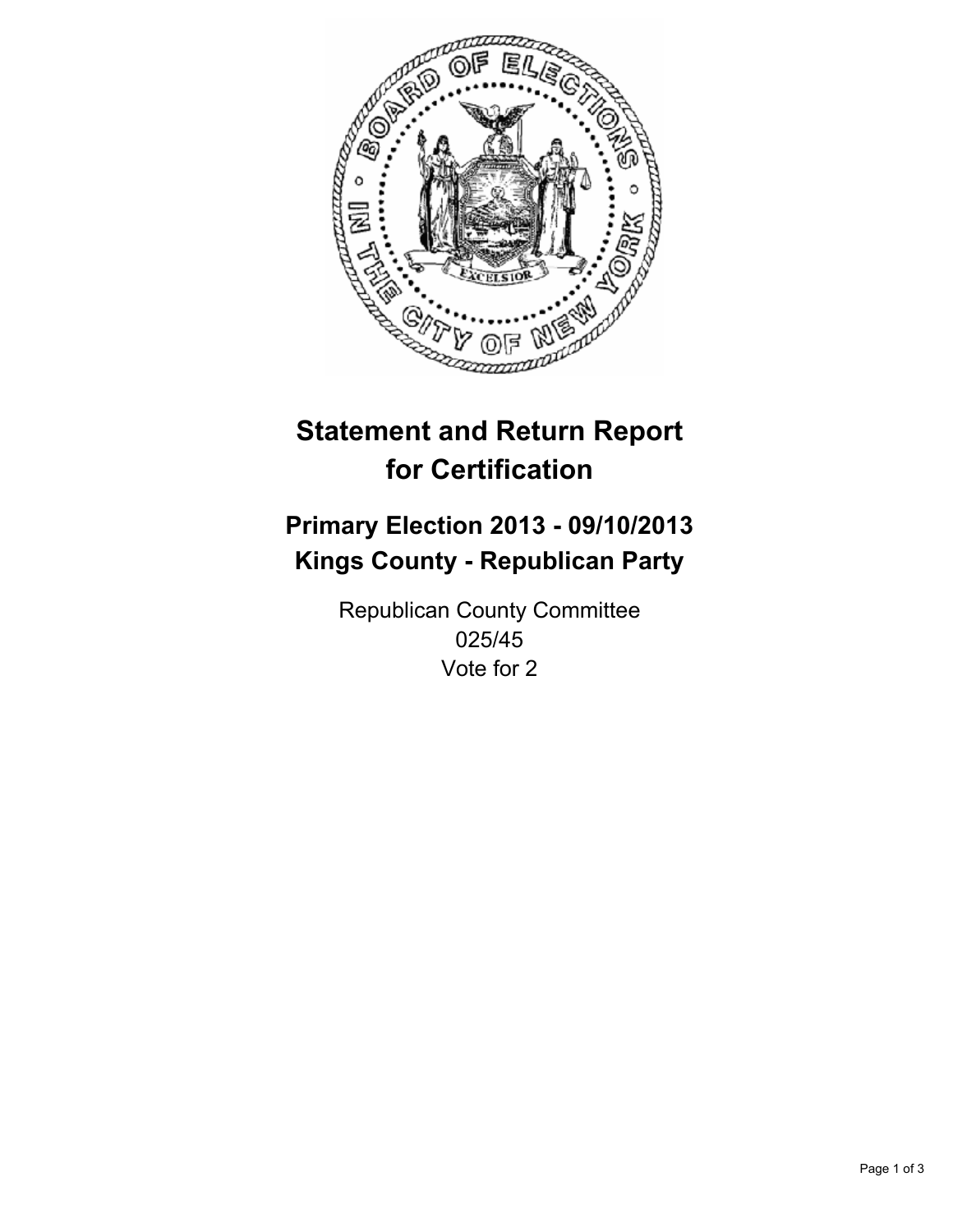# Statement and Return Report for Certification

## Primary Election 2013 - 09/10/2013
## Kings County - Republican Party

Republican County Committee
025/45
Vote for 2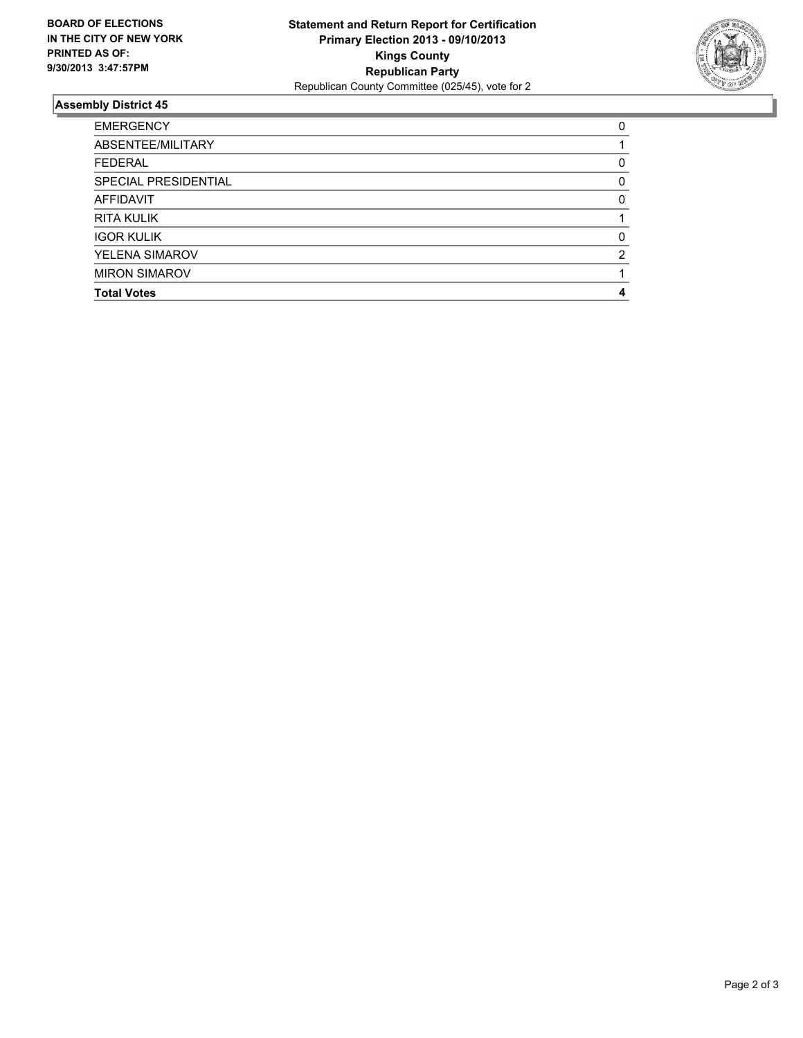**BOARD OF ELECTIONS IN THE CITY OF NEW YORK PRINTED AS OF: 9/30/2013 3:47:57PM**

**Statement and Return Report for Certification**
**Primary Election 2013 - 09/10/2013**
**Kings County**
**Republican Party**
Republican County Committee (025/45), vote for 2

## Assembly District 45

| | |
|---|---|
| EMERGENCY | 0 |
| ABSENTEE/MILITARY | 1 |
| FEDERAL | 0 |
| SPECIAL PRESIDENTIAL | 0 |
| AFFIDAVIT | 0 |
| RITA KULIK | 1 |
| IGOR KULIK | 0 |
| YELENA SIMAROV | 2 |
| MIRON SIMAROV | 1 |
| **Total Votes** | **4** |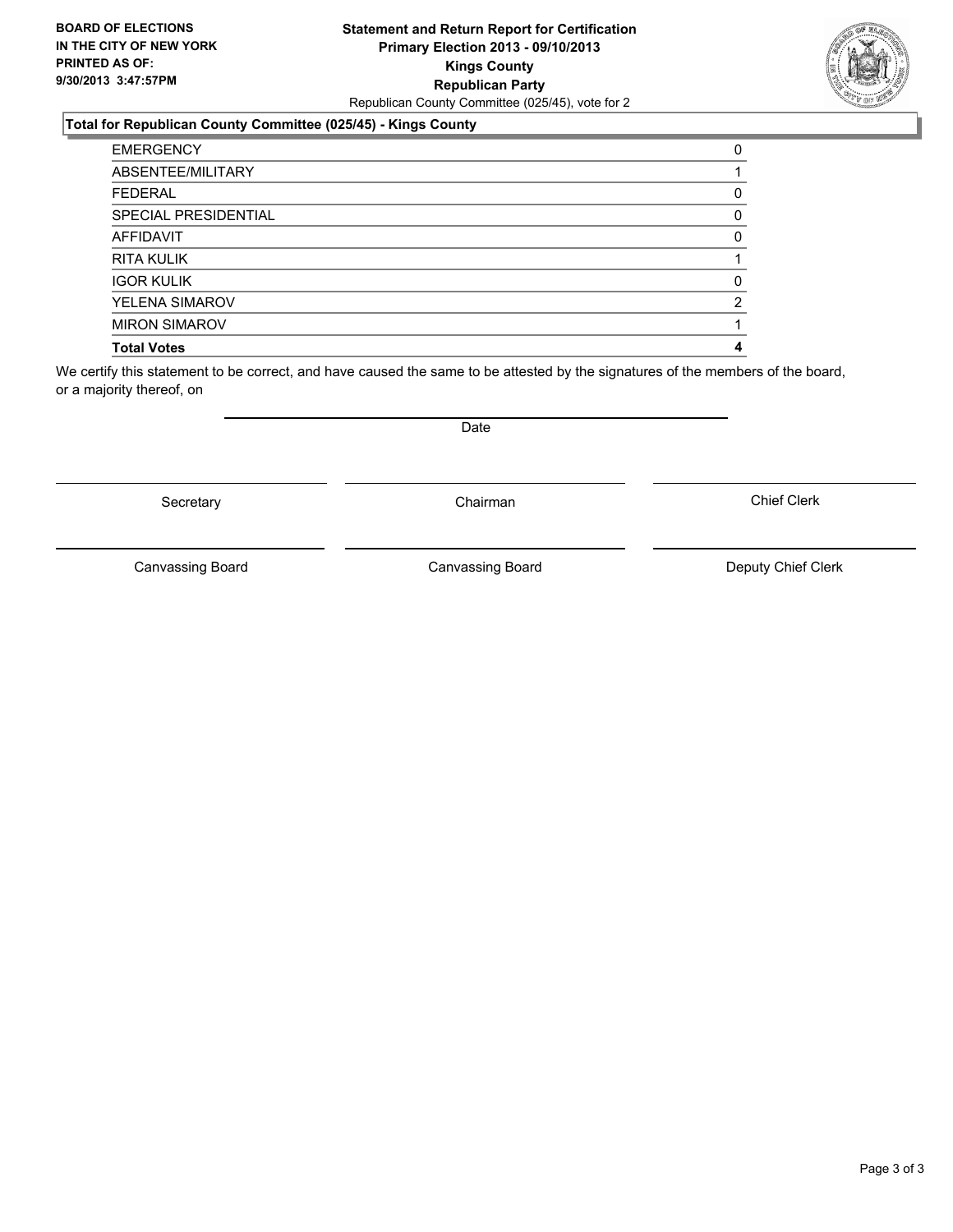**BOARD OF ELECTIONS IN THE CITY OF NEW YORK PRINTED AS OF: 9/30/2013 3:47:57PM**

**Statement and Return Report for Certification**
**Primary Election 2013 - 09/10/2013**
**Kings County**
**Republican Party**
Republican County Committee (025/45), vote for 2

**Total for Republican County Committee (025/45) - Kings County**

| | |
|---|---|
| EMERGENCY | 0 |
| ABSENTEE/MILITARY | 1 |
| FEDERAL | 0 |
| SPECIAL PRESIDENTIAL | 0 |
| AFFIDAVIT | 0 |
| RITA KULIK | 1 |
| IGOR KULIK | 0 |
| YELENA SIMAROV | 2 |
| MIRON SIMAROV | 1 |
| **Total Votes** | **4** |

We certify this statement to be correct, and have caused the same to be attested by the signatures of the members of the board, or a majority thereof, on

Date

Secretary

Chairman

Chief Clerk

Canvassing Board

Canvassing Board

Deputy Chief Clerk